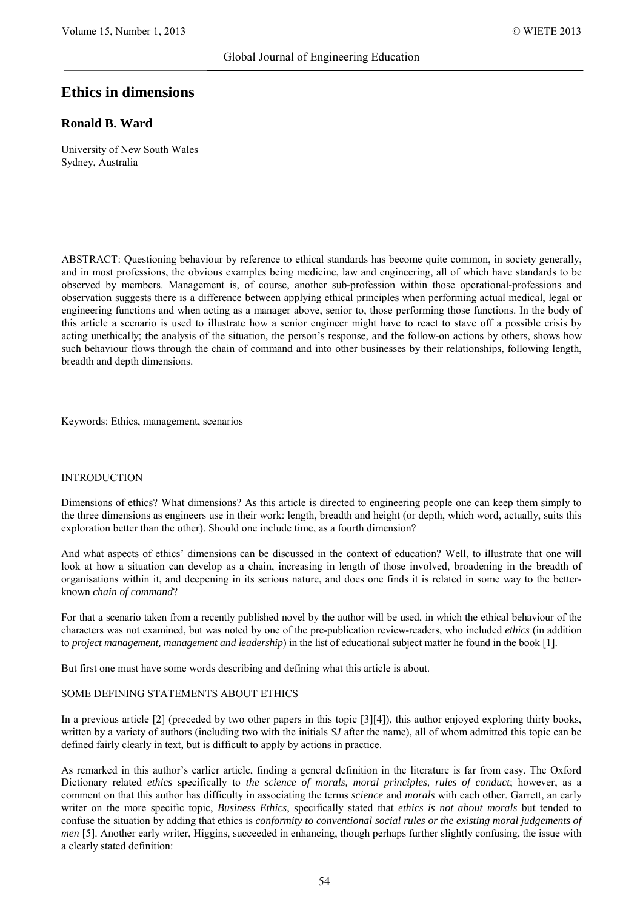# Ethics in dimensions

## Ronald B. Ward

University of New South Wales
Sydney, Australia

ABSTRACT: Questioning behaviour by reference to ethical standards has become quite common, in society generally, and in most professions, the obvious examples being medicine, law and engineering, all of which have standards to be observed by members. Management is, of course, another sub-profession within those operational-professions and observation suggests there is a difference between applying ethical principles when performing actual medical, legal or engineering functions and when acting as a manager above, senior to, those performing those functions. In the body of this article a scenario is used to illustrate how a senior engineer might have to react to stave off a possible crisis by acting unethically; the analysis of the situation, the person's response, and the follow-on actions by others, shows how such behaviour flows through the chain of command and into other businesses by their relationships, following length, breadth and depth dimensions.

Keywords: Ethics, management, scenarios

## INTRODUCTION

Dimensions of ethics? What dimensions? As this article is directed to engineering people one can keep them simply to the three dimensions as engineers use in their work: length, breadth and height (or depth, which word, actually, suits this exploration better than the other). Should one include time, as a fourth dimension?

And what aspects of ethics' dimensions can be discussed in the context of education? Well, to illustrate that one will look at how a situation can develop as a chain, increasing in length of those involved, broadening in the breadth of organisations within it, and deepening in its serious nature, and does one finds it is related in some way to the better-known *chain of command*?

For that a scenario taken from a recently published novel by the author will be used, in which the ethical behaviour of the characters was not examined, but was noted by one of the pre-publication review-readers, who included *ethics* (in addition to *project management, management and leadership*) in the list of educational subject matter he found in the book [1].

But first one must have some words describing and defining what this article is about.

## SOME DEFINING STATEMENTS ABOUT ETHICS

In a previous article [2] (preceded by two other papers in this topic [3][4]), this author enjoyed exploring thirty books, written by a variety of authors (including two with the initials *SJ* after the name), all of whom admitted this topic can be defined fairly clearly in text, but is difficult to apply by actions in practice.

As remarked in this author's earlier article, finding a general definition in the literature is far from easy. The Oxford Dictionary related *ethics* specifically to *the science of morals, moral principles, rules of conduct*; however, as a comment on that this author has difficulty in associating the terms *science* and *morals* with each other. Garrett, an early writer on the more specific topic, *Business Ethics*, specifically stated that *ethics is not about morals* but tended to confuse the situation by adding that ethics is *conformity to conventional social rules or the existing moral judgements of men* [5]. Another early writer, Higgins, succeeded in enhancing, though perhaps further slightly confusing, the issue with a clearly stated definition: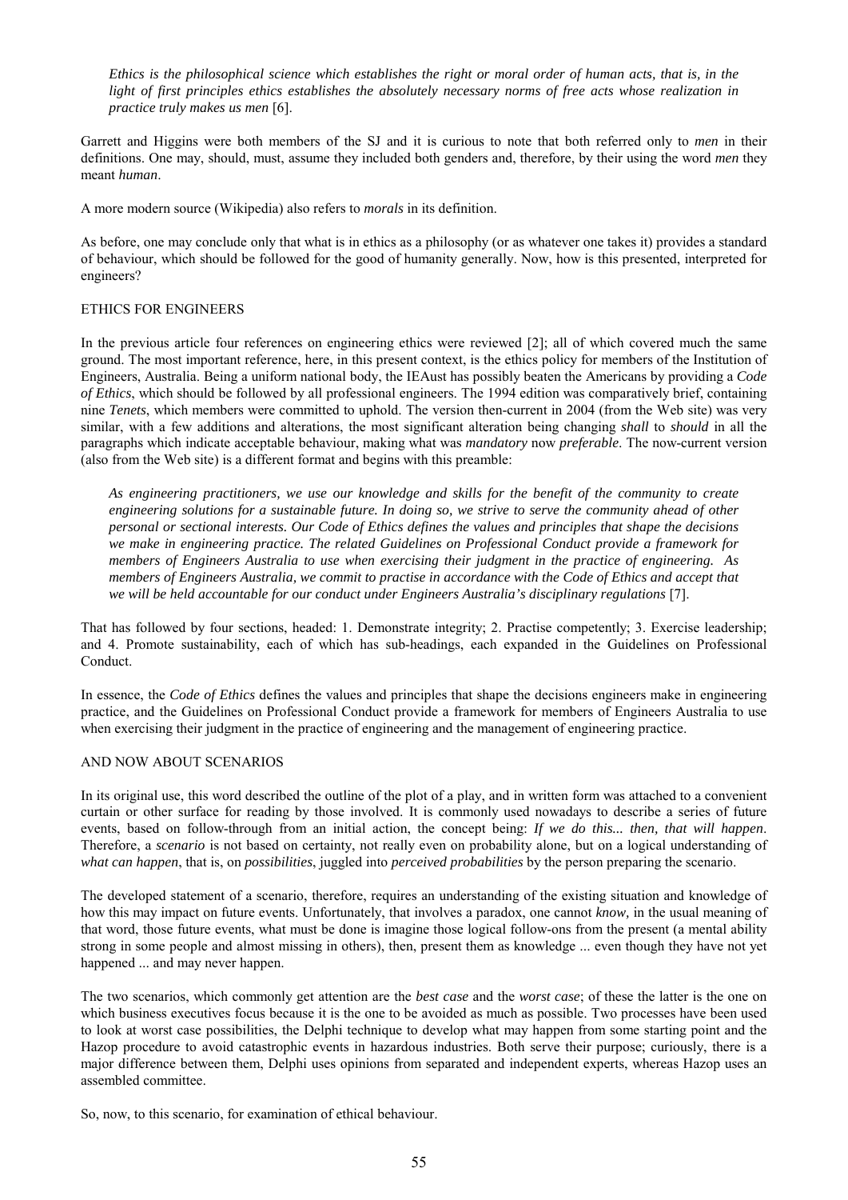*Ethics is the philosophical science which establishes the right or moral order of human acts, that is, in the light of first principles ethics establishes the absolutely necessary norms of free acts whose realization in practice truly makes us men* [6].

Garrett and Higgins were both members of the SJ and it is curious to note that both referred only to *men* in their definitions. One may, should, must, assume they included both genders and, therefore, by their using the word *men* they meant *human*.

A more modern source (Wikipedia) also refers to *morals* in its definition.

As before, one may conclude only that what is in ethics as a philosophy (or as whatever one takes it) provides a standard of behaviour, which should be followed for the good of humanity generally. Now, how is this presented, interpreted for engineers?

## ETHICS FOR ENGINEERS

In the previous article four references on engineering ethics were reviewed [2]; all of which covered much the same ground. The most important reference, here, in this present context, is the ethics policy for members of the Institution of Engineers, Australia. Being a uniform national body, the IEAust has possibly beaten the Americans by providing a *Code of Ethics*, which should be followed by all professional engineers. The 1994 edition was comparatively brief, containing nine *Tenets*, which members were committed to uphold. The version then-current in 2004 (from the Web site) was very similar, with a few additions and alterations, the most significant alteration being changing *shall* to *should* in all the paragraphs which indicate acceptable behaviour, making what was *mandatory* now *preferable*. The now-current version (also from the Web site) is a different format and begins with this preamble:

*As engineering practitioners, we use our knowledge and skills for the benefit of the community to create engineering solutions for a sustainable future. In doing so, we strive to serve the community ahead of other personal or sectional interests. Our Code of Ethics defines the values and principles that shape the decisions we make in engineering practice. The related Guidelines on Professional Conduct provide a framework for members of Engineers Australia to use when exercising their judgment in the practice of engineering. As members of Engineers Australia, we commit to practise in accordance with the Code of Ethics and accept that we will be held accountable for our conduct under Engineers Australia's disciplinary regulations* [7].

That has followed by four sections, headed: 1. Demonstrate integrity; 2. Practise competently; 3. Exercise leadership; and 4. Promote sustainability, each of which has sub-headings, each expanded in the Guidelines on Professional Conduct.

In essence, the *Code of Ethics* defines the values and principles that shape the decisions engineers make in engineering practice, and the Guidelines on Professional Conduct provide a framework for members of Engineers Australia to use when exercising their judgment in the practice of engineering and the management of engineering practice.

## AND NOW ABOUT SCENARIOS

In its original use, this word described the outline of the plot of a play, and in written form was attached to a convenient curtain or other surface for reading by those involved. It is commonly used nowadays to describe a series of future events, based on follow-through from an initial action, the concept being: *If we do this... then, that will happen*. Therefore, a *scenario* is not based on certainty, not really even on probability alone, but on a logical understanding of *what can happen*, that is, on *possibilities*, juggled into *perceived probabilities* by the person preparing the scenario.

The developed statement of a scenario, therefore, requires an understanding of the existing situation and knowledge of how this may impact on future events. Unfortunately, that involves a paradox, one cannot *know*, in the usual meaning of that word, those future events, what must be done is imagine those logical follow-ons from the present (a mental ability strong in some people and almost missing in others), then, present them as knowledge ... even though they have not yet happened ... and may never happen.

The two scenarios, which commonly get attention are the *best case* and the *worst case*; of these the latter is the one on which business executives focus because it is the one to be avoided as much as possible. Two processes have been used to look at worst case possibilities, the Delphi technique to develop what may happen from some starting point and the Hazop procedure to avoid catastrophic events in hazardous industries. Both serve their purpose; curiously, there is a major difference between them, Delphi uses opinions from separated and independent experts, whereas Hazop uses an assembled committee.

So, now, to this scenario, for examination of ethical behaviour.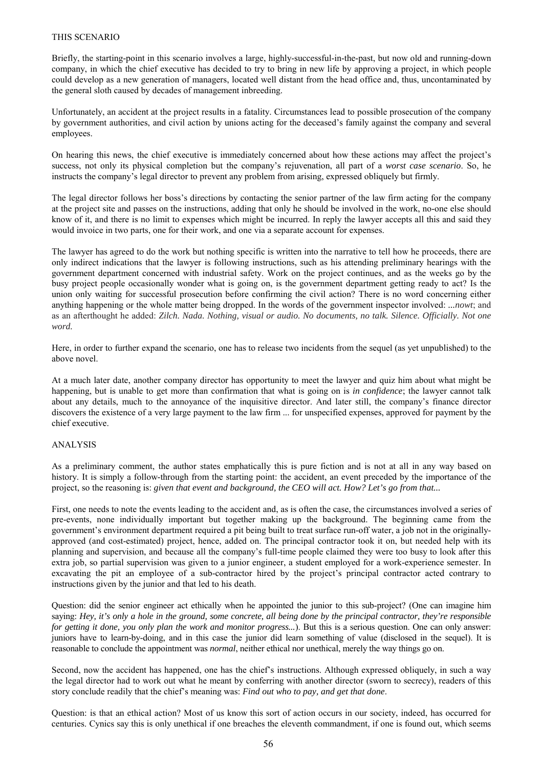THIS SCENARIO

Briefly, the starting-point in this scenario involves a large, highly-successful-in-the-past, but now old and running-down company, in which the chief executive has decided to try to bring in new life by approving a project, in which people could develop as a new generation of managers, located well distant from the head office and, thus, uncontaminated by the general sloth caused by decades of management inbreeding.

Unfortunately, an accident at the project results in a fatality. Circumstances lead to possible prosecution of the company by government authorities, and civil action by unions acting for the deceased's family against the company and several employees.

On hearing this news, the chief executive is immediately concerned about how these actions may affect the project's success, not only its physical completion but the company's rejuvenation, all part of a *worst case scenario*. So, he instructs the company's legal director to prevent any problem from arising, expressed obliquely but firmly.

The legal director follows her boss's directions by contacting the senior partner of the law firm acting for the company at the project site and passes on the instructions, adding that only he should be involved in the work, no-one else should know of it, and there is no limit to expenses which might be incurred. In reply the lawyer accepts all this and said they would invoice in two parts, one for their work, and one via a separate account for expenses.

The lawyer has agreed to do the work but nothing specific is written into the narrative to tell how he proceeds, there are only indirect indications that the lawyer is following instructions, such as his attending preliminary hearings with the government department concerned with industrial safety. Work on the project continues, and as the weeks go by the busy project people occasionally wonder what is going on, is the government department getting ready to act? Is the union only waiting for successful prosecution before confirming the civil action? There is no word concerning either anything happening or the whole matter being dropped. In the words of the government inspector involved: *...nowt*; and as an afterthought he added: *Zilch. Nada. Nothing, visual or audio. No documents, no talk. Silence. Officially. Not one word.*

Here, in order to further expand the scenario, one has to release two incidents from the sequel (as yet unpublished) to the above novel.

At a much later date, another company director has opportunity to meet the lawyer and quiz him about what might be happening, but is unable to get more than confirmation that what is going on is *in confidence*; the lawyer cannot talk about any details, much to the annoyance of the inquisitive director. And later still, the company's finance director discovers the existence of a very large payment to the law firm ... for unspecified expenses, approved for payment by the chief executive.

ANALYSIS

As a preliminary comment, the author states emphatically this is pure fiction and is not at all in any way based on history. It is simply a follow-through from the starting point: the accident, an event preceded by the importance of the project, so the reasoning is: *given that event and background, the CEO will act. How? Let's go from that...*

First, one needs to note the events leading to the accident and, as is often the case, the circumstances involved a series of pre-events, none individually important but together making up the background. The beginning came from the government's environment department required a pit being built to treat surface run-off water, a job not in the originally-approved (and cost-estimated) project, hence, added on. The principal contractor took it on, but needed help with its planning and supervision, and because all the company's full-time people claimed they were too busy to look after this extra job, so partial supervision was given to a junior engineer, a student employed for a work-experience semester. In excavating the pit an employee of a sub-contractor hired by the project's principal contractor acted contrary to instructions given by the junior and that led to his death.

Question: did the senior engineer act ethically when he appointed the junior to this sub-project? (One can imagine him saying: *Hey, it's only a hole in the ground, some concrete, all being done by the principal contractor, they're responsible for getting it done, you only plan the work and monitor progress...*). But this is a serious question. One can only answer: juniors have to learn-by-doing, and in this case the junior did learn something of value (disclosed in the sequel). It is reasonable to conclude the appointment was *normal*, neither ethical nor unethical, merely the way things go on.

Second, now the accident has happened, one has the chief's instructions. Although expressed obliquely, in such a way the legal director had to work out what he meant by conferring with another director (sworn to secrecy), readers of this story conclude readily that the chief's meaning was: *Find out who to pay, and get that done*.

Question: is that an ethical action? Most of us know this sort of action occurs in our society, indeed, has occurred for centuries. Cynics say this is only unethical if one breaches the eleventh commandment, if one is found out, which seems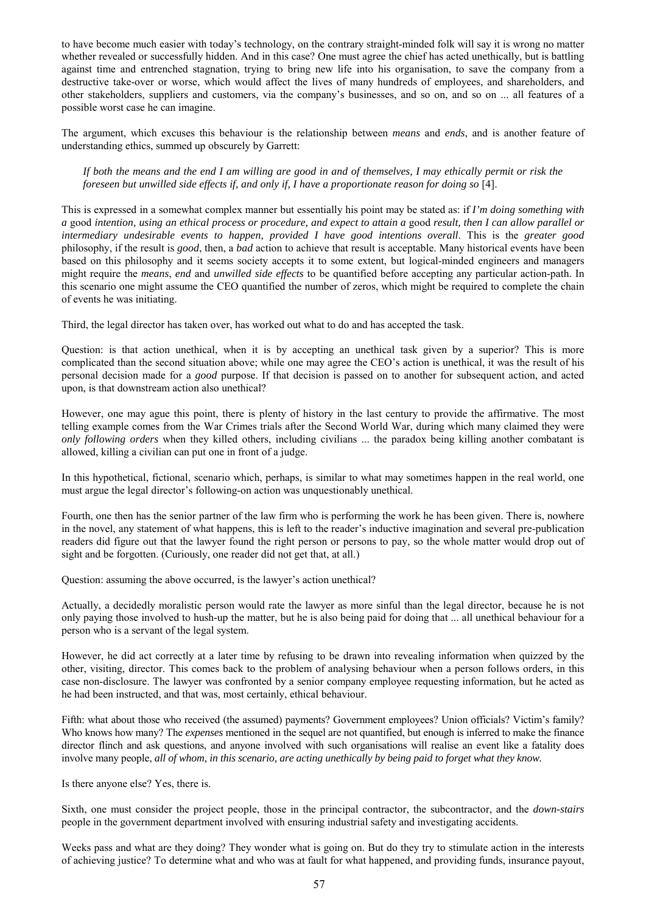to have become much easier with today's technology, on the contrary straight-minded folk will say it is wrong no matter whether revealed or successfully hidden. And in this case? One must agree the chief has acted unethically, but is battling against time and entrenched stagnation, trying to bring new life into his organisation, to save the company from a destructive take-over or worse, which would affect the lives of many hundreds of employees, and shareholders, and other stakeholders, suppliers and customers, via the company's businesses, and so on, and so on ... all features of a possible worst case he can imagine.

The argument, which excuses this behaviour is the relationship between *means* and *ends*, and is another feature of understanding ethics, summed up obscurely by Garrett:

> *If both the means and the end I am willing are good in and of themselves, I may ethically permit or risk the foreseen but unwilled side effects if, and only if, I have a proportionate reason for doing so* [4].

This is expressed in a somewhat complex manner but essentially his point may be stated as: if *I'm doing something with a* good *intention, using an ethical process or procedure, and expect to attain a* good *result, then I can allow parallel or intermediary undesirable events to happen, provided I have good intentions overall*. This is the *greater good* philosophy, if the result is *good*, then, a *bad* action to achieve that result is acceptable. Many historical events have been based on this philosophy and it seems society accepts it to some extent, but logical-minded engineers and managers might require the *means*, *end* and *unwilled side effects* to be quantified before accepting any particular action-path. In this scenario one might assume the CEO quantified the number of zeros, which might be required to complete the chain of events he was initiating.

Third, the legal director has taken over, has worked out what to do and has accepted the task.

Question: is that action unethical, when it is by accepting an unethical task given by a superior? This is more complicated than the second situation above; while one may agree the CEO's action is unethical, it was the result of his personal decision made for a *good* purpose. If that decision is passed on to another for subsequent action, and acted upon, is that downstream action also unethical?

However, one may ague this point, there is plenty of history in the last century to provide the affirmative. The most telling example comes from the War Crimes trials after the Second World War, during which many claimed they were *only following orders* when they killed others, including civilians ... the paradox being killing another combatant is allowed, killing a civilian can put one in front of a judge.

In this hypothetical, fictional, scenario which, perhaps, is similar to what may sometimes happen in the real world, one must argue the legal director's following-on action was unquestionably unethical.

Fourth, one then has the senior partner of the law firm who is performing the work he has been given. There is, nowhere in the novel, any statement of what happens, this is left to the reader's inductive imagination and several pre-publication readers did figure out that the lawyer found the right person or persons to pay, so the whole matter would drop out of sight and be forgotten. (Curiously, one reader did not get that, at all.)

Question: assuming the above occurred, is the lawyer's action unethical?

Actually, a decidedly moralistic person would rate the lawyer as more sinful than the legal director, because he is not only paying those involved to hush-up the matter, but he is also being paid for doing that ... all unethical behaviour for a person who is a servant of the legal system.

However, he did act correctly at a later time by refusing to be drawn into revealing information when quizzed by the other, visiting, director. This comes back to the problem of analysing behaviour when a person follows orders, in this case non-disclosure. The lawyer was confronted by a senior company employee requesting information, but he acted as he had been instructed, and that was, most certainly, ethical behaviour.

Fifth: what about those who received (the assumed) payments? Government employees? Union officials? Victim's family? Who knows how many? The *expenses* mentioned in the sequel are not quantified, but enough is inferred to make the finance director flinch and ask questions, and anyone involved with such organisations will realise an event like a fatality does involve many people, *all of whom, in this scenario, are acting unethically by being paid to forget what they know.*

Is there anyone else? Yes, there is.

Sixth, one must consider the project people, those in the principal contractor, the subcontractor, and the *down-stairs* people in the government department involved with ensuring industrial safety and investigating accidents.

Weeks pass and what are they doing? They wonder what is going on. But do they try to stimulate action in the interests of achieving justice? To determine what and who was at fault for what happened, and providing funds, insurance payout,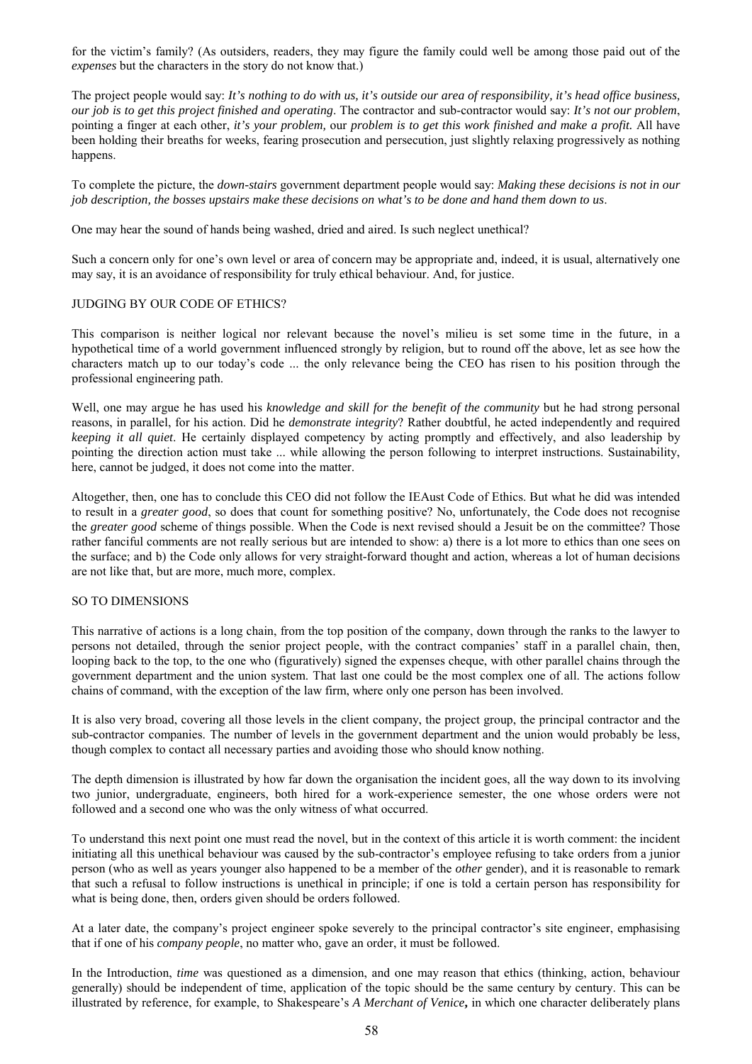for the victim's family? (As outsiders, readers, they may figure the family could well be among those paid out of the *expenses* but the characters in the story do not know that.)

The project people would say: *It's nothing to do with us, it's outside our area of responsibility, it's head office business, our job is to get this project finished and operating*. The contractor and sub-contractor would say: *It's not our problem*, pointing a finger at each other, *it's your problem,* our *problem is to get this work finished and make a profit.* All have been holding their breaths for weeks, fearing prosecution and persecution, just slightly relaxing progressively as nothing happens.

To complete the picture, the *down-stairs* government department people would say: *Making these decisions is not in our job description, the bosses upstairs make these decisions on what's to be done and hand them down to us*.

One may hear the sound of hands being washed, dried and aired. Is such neglect unethical?

Such a concern only for one's own level or area of concern may be appropriate and, indeed, it is usual, alternatively one may say, it is an avoidance of responsibility for truly ethical behaviour. And, for justice.

## JUDGING BY OUR CODE OF ETHICS?

This comparison is neither logical nor relevant because the novel's milieu is set some time in the future, in a hypothetical time of a world government influenced strongly by religion, but to round off the above, let as see how the characters match up to our today's code ... the only relevance being the CEO has risen to his position through the professional engineering path.

Well, one may argue he has used his *knowledge and skill for the benefit of the community* but he had strong personal reasons, in parallel, for his action. Did he *demonstrate integrity*? Rather doubtful, he acted independently and required *keeping it all quiet*. He certainly displayed competency by acting promptly and effectively, and also leadership by pointing the direction action must take ... while allowing the person following to interpret instructions. Sustainability, here, cannot be judged, it does not come into the matter.

Altogether, then, one has to conclude this CEO did not follow the IEAust Code of Ethics. But what he did was intended to result in a *greater good*, so does that count for something positive? No, unfortunately, the Code does not recognise the *greater good* scheme of things possible. When the Code is next revised should a Jesuit be on the committee? Those rather fanciful comments are not really serious but are intended to show: a) there is a lot more to ethics than one sees on the surface; and b) the Code only allows for very straight-forward thought and action, whereas a lot of human decisions are not like that, but are more, much more, complex.

## SO TO DIMENSIONS

This narrative of actions is a long chain, from the top position of the company, down through the ranks to the lawyer to persons not detailed, through the senior project people, with the contract companies' staff in a parallel chain, then, looping back to the top, to the one who (figuratively) signed the expenses cheque, with other parallel chains through the government department and the union system. That last one could be the most complex one of all. The actions follow chains of command, with the exception of the law firm, where only one person has been involved.

It is also very broad, covering all those levels in the client company, the project group, the principal contractor and the sub-contractor companies. The number of levels in the government department and the union would probably be less, though complex to contact all necessary parties and avoiding those who should know nothing.

The depth dimension is illustrated by how far down the organisation the incident goes, all the way down to its involving two junior, undergraduate, engineers, both hired for a work-experience semester, the one whose orders were not followed and a second one who was the only witness of what occurred.

To understand this next point one must read the novel, but in the context of this article it is worth comment: the incident initiating all this unethical behaviour was caused by the sub-contractor's employee refusing to take orders from a junior person (who as well as years younger also happened to be a member of the *other* gender), and it is reasonable to remark that such a refusal to follow instructions is unethical in principle; if one is told a certain person has responsibility for what is being done, then, orders given should be orders followed.

At a later date, the company's project engineer spoke severely to the principal contractor's site engineer, emphasising that if one of his *company people*, no matter who, gave an order, it must be followed.

In the Introduction, *time* was questioned as a dimension, and one may reason that ethics (thinking, action, behaviour generally) should be independent of time, application of the topic should be the same century by century. This can be illustrated by reference, for example, to Shakespeare's *A Merchant of Venice***,** in which one character deliberately plans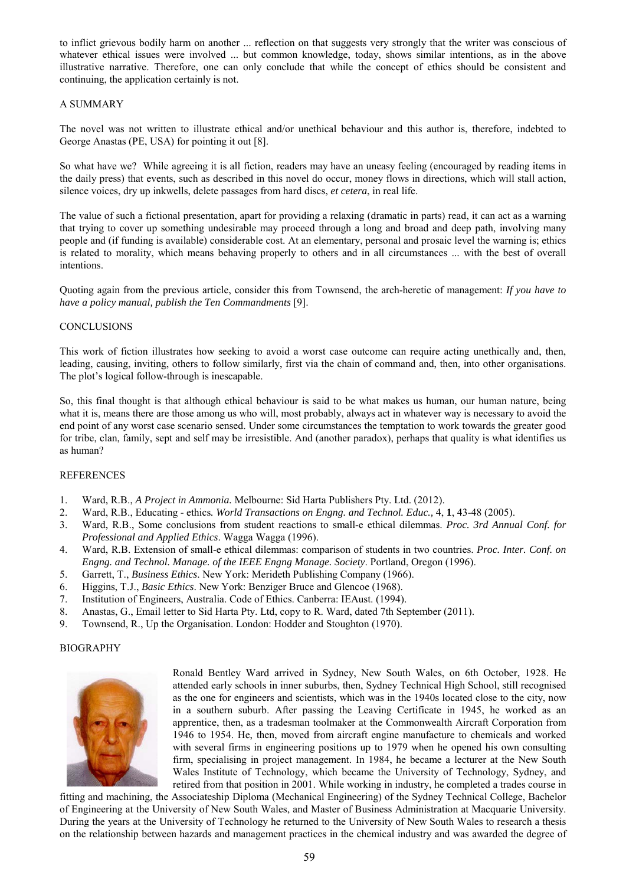to inflict grievous bodily harm on another ... reflection on that suggests very strongly that the writer was conscious of whatever ethical issues were involved ... but common knowledge, today, shows similar intentions, as in the above illustrative narrative. Therefore, one can only conclude that while the concept of ethics should be consistent and continuing, the application certainly is not.

## A SUMMARY

The novel was not written to illustrate ethical and/or unethical behaviour and this author is, therefore, indebted to George Anastas (PE, USA) for pointing it out [8].

So what have we? While agreeing it is all fiction, readers may have an uneasy feeling (encouraged by reading items in the daily press) that events, such as described in this novel do occur, money flows in directions, which will stall action, silence voices, dry up inkwells, delete passages from hard discs, *et cetera*, in real life.

The value of such a fictional presentation, apart for providing a relaxing (dramatic in parts) read, it can act as a warning that trying to cover up something undesirable may proceed through a long and broad and deep path, involving many people and (if funding is available) considerable cost. At an elementary, personal and prosaic level the warning is; ethics is related to morality, which means behaving properly to others and in all circumstances ... with the best of overall intentions.

Quoting again from the previous article, consider this from Townsend, the arch-heretic of management: *If you have to have a policy manual, publish the Ten Commandments* [9].

## CONCLUSIONS

This work of fiction illustrates how seeking to avoid a worst case outcome can require acting unethically and, then, leading, causing, inviting, others to follow similarly, first via the chain of command and, then, into other organisations. The plot's logical follow-through is inescapable.

So, this final thought is that although ethical behaviour is said to be what makes us human, our human nature, being what it is, means there are those among us who will, most probably, always act in whatever way is necessary to avoid the end point of any worst case scenario sensed. Under some circumstances the temptation to work towards the greater good for tribe, clan, family, sept and self may be irresistible. And (another paradox), perhaps that quality is what identifies us as human?

## REFERENCES

1. Ward, R.B., *A Project in Ammonia.* Melbourne: Sid Harta Publishers Pty. Ltd. (2012).
2. Ward, R.B., Educating - ethics*. World Transactions on Engng. and Technol. Educ.,* 4, **1**, 43-48 (2005).
3. Ward, R.B., Some conclusions from student reactions to small-e ethical dilemmas. *Proc. 3rd Annual Conf. for Professional and Applied Ethics*. Wagga Wagga (1996).
4. Ward, R.B. Extension of small-e ethical dilemmas: comparison of students in two countries. *Proc. Inter. Conf. on Engng. and Technol. Manage. of the IEEE Engng Manage. Society*. Portland, Oregon (1996).
5. Garrett, T., *Business Ethics*. New York: Merideth Publishing Company (1966).
6. Higgins, T.J., *Basic Ethics*. New York: Benziger Bruce and Glencoe (1968).
7. Institution of Engineers, Australia. Code of Ethics. Canberra: IEAust. (1994).
8. Anastas, G., Email letter to Sid Harta Pty. Ltd, copy to R. Ward, dated 7th September (2011).
9. Townsend, R., Up the Organisation. London: Hodder and Stoughton (1970).

## BIOGRAPHY

Ronald Bentley Ward arrived in Sydney, New South Wales, on 6th October, 1928. He attended early schools in inner suburbs, then, Sydney Technical High School, still recognised as the one for engineers and scientists, which was in the 1940s located close to the city, now in a southern suburb. After passing the Leaving Certificate in 1945, he worked as an apprentice, then, as a tradesman toolmaker at the Commonwealth Aircraft Corporation from 1946 to 1954. He, then, moved from aircraft engine manufacture to chemicals and worked with several firms in engineering positions up to 1979 when he opened his own consulting firm, specialising in project management. In 1984, he became a lecturer at the New South Wales Institute of Technology, which became the University of Technology, Sydney, and retired from that position in 2001. While working in industry, he completed a trades course in fitting and machining, the Associateship Diploma (Mechanical Engineering) of the Sydney Technical College, Bachelor of Engineering at the University of New South Wales, and Master of Business Administration at Macquarie University. During the years at the University of Technology he returned to the University of New South Wales to research a thesis on the relationship between hazards and management practices in the chemical industry and was awarded the degree of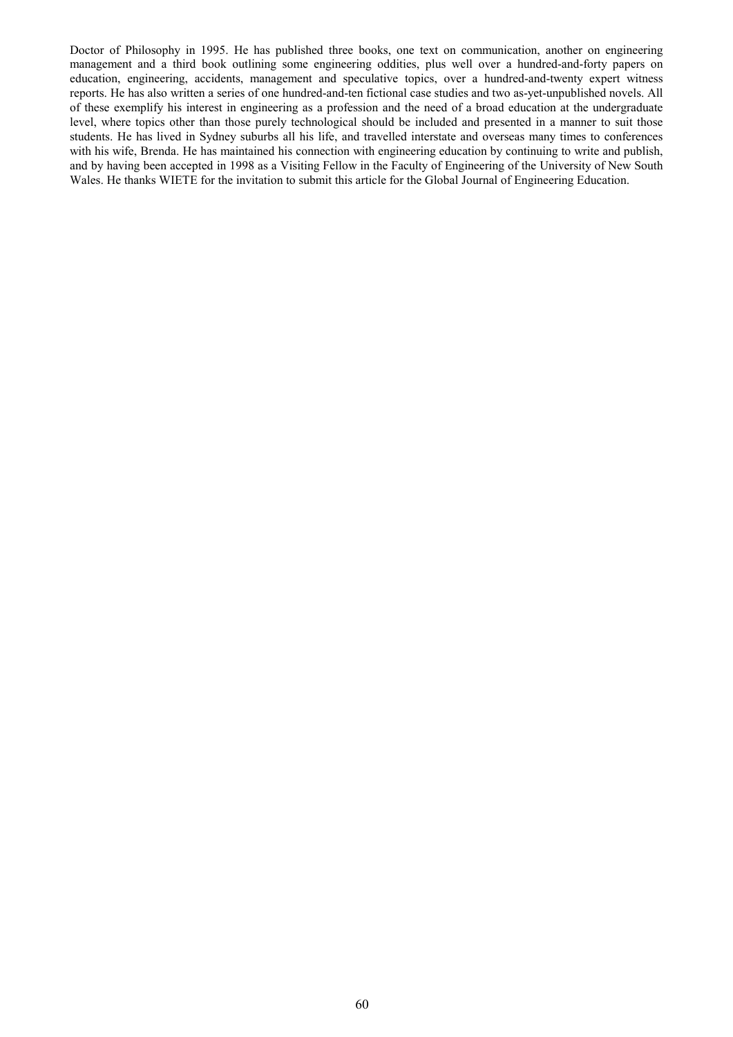Doctor of Philosophy in 1995. He has published three books, one text on communication, another on engineering management and a third book outlining some engineering oddities, plus well over a hundred-and-forty papers on education, engineering, accidents, management and speculative topics, over a hundred-and-twenty expert witness reports. He has also written a series of one hundred-and-ten fictional case studies and two as-yet-unpublished novels. All of these exemplify his interest in engineering as a profession and the need of a broad education at the undergraduate level, where topics other than those purely technological should be included and presented in a manner to suit those students. He has lived in Sydney suburbs all his life, and travelled interstate and overseas many times to conferences with his wife, Brenda. He has maintained his connection with engineering education by continuing to write and publish, and by having been accepted in 1998 as a Visiting Fellow in the Faculty of Engineering of the University of New South Wales. He thanks WIETE for the invitation to submit this article for the Global Journal of Engineering Education.